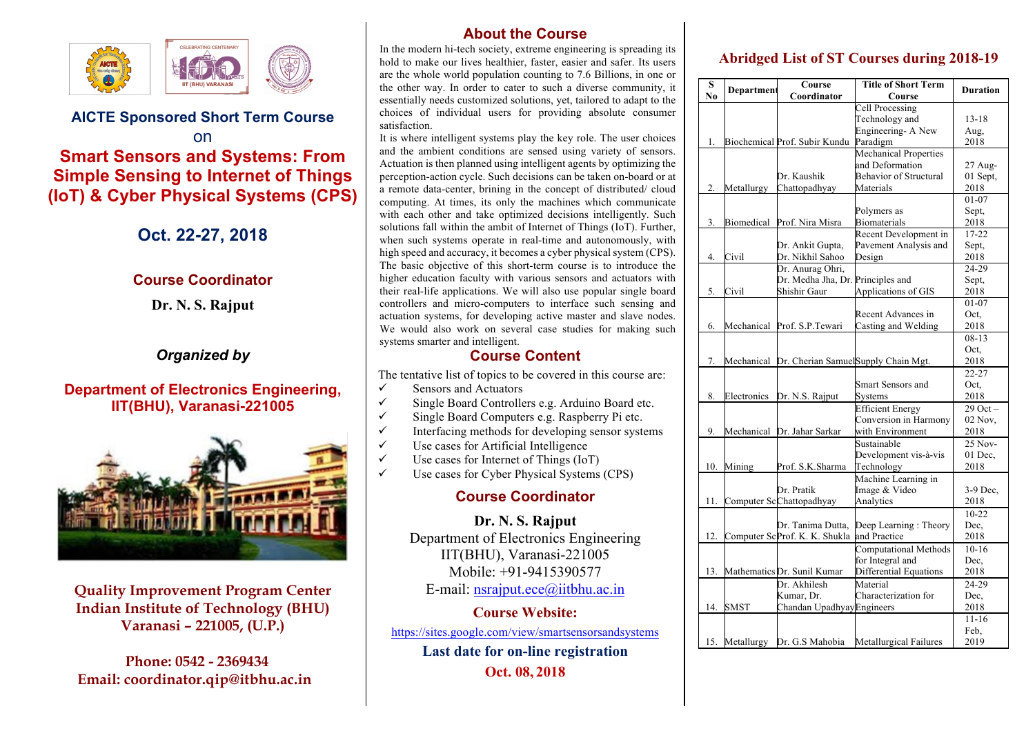## AICTE Sponsored Short Term Course

on

# Smart Sensors and Systems: From Simple Sensing to Internet of Things (IoT) & Cyber Physical Systems (CPS)

## Oct. 22-27, 2018

### Course Coordinator

**Dr. N. S. Rajput**

***Organized by***

**Department of Electronics Engineering, IIT(BHU), Varanasi-221005**

**Quality Improvement Program Center**
**Indian Institute of Technology (BHU)**
**Varanasi – 221005, (U.P.)**

**Phone: 0542 - 2369434**
**Email: coordinator.qip@itbhu.ac.in**

## About the Course

In the modern hi-tech society, extreme engineering is spreading its hold to make our lives healthier, faster, easier and safer. Its users are the whole world population counting to 7.6 Billions, in one or the other way. In order to cater to such a diverse community, it essentially needs customized solutions, yet, tailored to adapt to the choices of individual users for providing absolute consumer satisfaction.

It is where intelligent systems play the key role. The user choices and the ambient conditions are sensed using variety of sensors. Actuation is then planned using intelligent agents by optimizing the perception-action cycle. Such decisions can be taken on-board or at a remote data-center, brining in the concept of distributed/ cloud computing. At times, its only the machines which communicate with each other and take optimized decisions intelligently. Such solutions fall within the ambit of Internet of Things (IoT). Further, when such systems operate in real-time and autonomously, with high speed and accuracy, it becomes a cyber physical system (CPS). The basic objective of this short-term course is to introduce the higher education faculty with various sensors and actuators with their real-life applications. We will also use popular single board controllers and micro-computers to interface such sensing and actuation systems, for developing active master and slave nodes. We would also work on several case studies for making such systems smarter and intelligent.

## Course Content

The tentative list of topics to be covered in this course are:

- ✓ Sensors and Actuators
- ✓ Single Board Controllers e.g. Arduino Board etc.
- ✓ Single Board Computers e.g. Raspberry Pi etc.
- ✓ Interfacing methods for developing sensor systems
- ✓ Use cases for Artificial Intelligence
- ✓ Use cases for Internet of Things (IoT)
- ✓ Use cases for Cyber Physical Systems (CPS)

## Course Coordinator

**Dr. N. S. Rajput**
Department of Electronics Engineering
IIT(BHU), Varanasi-221005
Mobile: +91-9415390577
E-mail: nsrajput.ece@iitbhu.ac.in

**Course Website:**

https://sites.google.com/view/smartsensorsandsystems

**Last date for on-line registration**

**Oct. 08, 2018**

## Abridged List of ST Courses during 2018-19

| S No | Department | Course Coordinator | Title of Short Term Course | Duration |
|---|---|---|---|---|
| 1. | Biochemical | Prof. Subir Kundu | Cell Processing Technology and Engineering- A New Paradigm | 13-18 Aug, 2018 |
| 2. | Metallurgy | Dr. Kaushik Chattopadhyay | Mechanical Properties and Deformation Behavior of Structural Materials | 27 Aug-01 Sept, 2018 |
| 3. | Biomedical | Prof. Nira Misra | Polymers as Biomaterials | 01-07 Sept, 2018 |
| 4. | Civil | Dr. Ankit Gupta, Dr. Nikhil Sahoo | Recent Development in Pavement Analysis and Design | 17-22 Sept, 2018 |
| 5. | Civil | Dr. Anurag Ohri, Dr. Medha Jha, Dr. Shishir Gaur | Principles and Applications of GIS | 24-29 Sept, 2018 |
| 6. | Mechanical | Prof. S.P.Tewari | Recent Advances in Casting and Welding | 01-07 Oct, 2018 |
| 7. | Mechanical | Dr. Cherian Samuel | Supply Chain Mgt. | 08-13 Oct, 2018 |
| 8. | Electronics | Dr. N.S. Rajput | Smart Sensors and Systems | 22-27 Oct, 2018 |
| 9. | Mechanical | Dr. Jahar Sarkar | Efficient Energy Conversion in Harmony with Environment | 29 Oct – 02 Nov, 2018 |
| 10. | Mining | Prof. S.K.Sharma | Sustainable Development vis-à-vis Technology | 25 Nov-01 Dec, 2018 |
| 11. | Computer Sc | Dr. Pratik Chattopadhyay | Machine Learning in Image & Video Analytics | 3-9 Dec, 2018 |
| 12. | Computer Sc | Dr. Tanima Dutta, Prof. K. K. Shukla | Deep Learning : Theory and Practice | 10-22 Dec, 2018 |
| 13. | Mathematics | Dr. Sunil Kumar | Computational Methods for Integral and Differential Equations | 10-16 Dec, 2018 |
| 14. | SMST | Dr. Akhilesh Kumar, Dr. Chandan Upadhyay | Material Characterization for Engineers | 24-29 Dec, 2018 |
| 15. | Metallurgy | Dr. G.S Mahobia | Metallurgical Failures | 11-16 Feb, 2019 |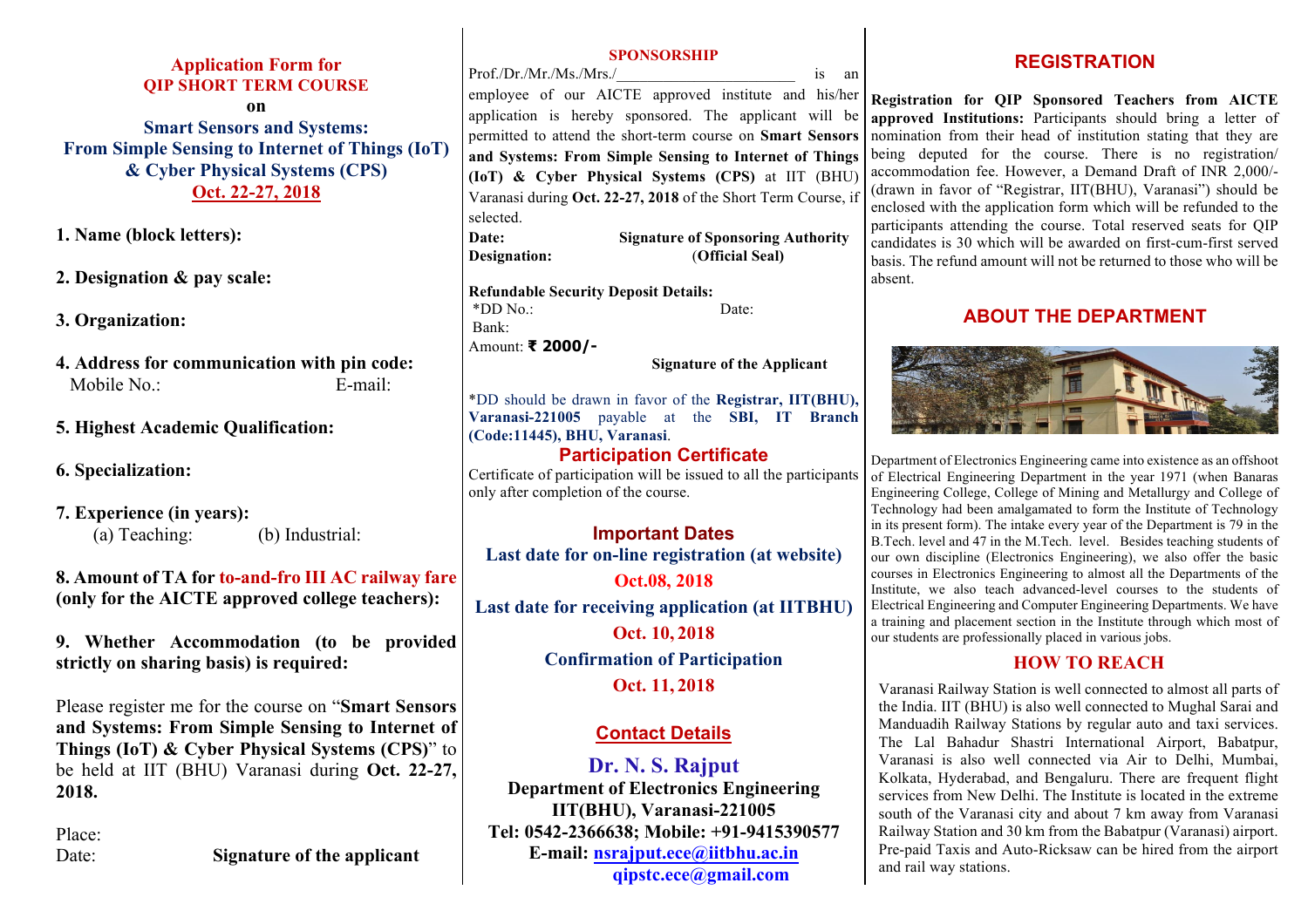## Application Form for
## QIP SHORT TERM COURSE
**on**
## Smart Sensors and Systems: From Simple Sensing to Internet of Things (IoT) & Cyber Physical Systems (CPS)
**Oct. 22-27, 2018**

**1. Name (block letters):**

**2. Designation & pay scale:**

**3. Organization:**

**4. Address for communication with pin code:**
Mobile No.: E-mail:

**5. Highest Academic Qualification:**

**6. Specialization:**

**7. Experience (in years):**
(a) Teaching: (b) Industrial:

**8. Amount of TA for to-and-fro III AC railway fare (only for the AICTE approved college teachers):**

**9. Whether Accommodation (to be provided strictly on sharing basis) is required:**

Please register me for the course on "**Smart Sensors and Systems: From Simple Sensing to Internet of Things (IoT) & Cyber Physical Systems (CPS)**" to be held at IIT (BHU) Varanasi during **Oct. 22-27, 2018.**

Place:
Date: **Signature of the applicant**

## SPONSORSHIP

Prof./Dr./Mr./Ms./Mrs./______________________ is an employee of our AICTE approved institute and his/her application is hereby sponsored. The applicant will be permitted to attend the short-term course on **Smart Sensors and Systems: From Simple Sensing to Internet of Things (IoT) & Cyber Physical Systems (CPS)** at IIT (BHU) Varanasi during **Oct. 22-27, 2018** of the Short Term Course, if selected.

**Date:** **Signature of Sponsoring Authority**
**Designation:** (**Official Seal)**

**Refundable Security Deposit Details:**
*DD No.: Date:
Bank:
Amount: **₹ 2000/-**

**Signature of the Applicant**

*DD should be drawn in favor of the **Registrar, IIT(BHU), Varanasi-221005** payable at the **SBI, IT Branch (Code:11445), BHU, Varanasi**.

## Participation Certificate

Certificate of participation will be issued to all the participants only after completion of the course.

## Important Dates

**Last date for on-line registration (at website)**
**Oct.08, 2018**
**Last date for receiving application (at IITBHU)**
**Oct. 10, 2018**
**Confirmation of Participation**
**Oct. 11, 2018**

## Contact Details

**Dr. N. S. Rajput**
**Department of Electronics Engineering**
**IIT(BHU), Varanasi-221005**
**Tel: 0542-2366638; Mobile: +91-9415390577**
**E-mail: nsrajput.ece@iitbhu.ac.in**
**qipstc.ece@gmail.com**

## REGISTRATION

**Registration for QIP Sponsored Teachers from AICTE approved Institutions:** Participants should bring a letter of nomination from their head of institution stating that they are being deputed for the course. There is no registration/ accommodation fee. However, a Demand Draft of INR 2,000/- (drawn in favor of "Registrar, IIT(BHU), Varanasi") should be enclosed with the application form which will be refunded to the participants attending the course. Total reserved seats for QIP candidates is 30 which will be awarded on first-cum-first served basis. The refund amount will not be returned to those who will be absent.

## ABOUT THE DEPARTMENT

Department of Electronics Engineering came into existence as an offshoot of Electrical Engineering Department in the year 1971 (when Banaras Engineering College, College of Mining and Metallurgy and College of Technology had been amalgamated to form the Institute of Technology in its present form). The intake every year of the Department is 79 in the B.Tech. level and 47 in the M.Tech. level. Besides teaching students of our own discipline (Electronics Engineering), we also offer the basic courses in Electronics Engineering to almost all the Departments of the Institute, we also teach advanced-level courses to the students of Electrical Engineering and Computer Engineering Departments. We have a training and placement section in the Institute through which most of our students are professionally placed in various jobs.

## HOW TO REACH

Varanasi Railway Station is well connected to almost all parts of the India. IIT (BHU) is also well connected to Mughal Sarai and Manduadih Railway Stations by regular auto and taxi services. The Lal Bahadur Shastri International Airport, Babatpur, Varanasi is also well connected via Air to Delhi, Mumbai, Kolkata, Hyderabad, and Bengaluru. There are frequent flight services from New Delhi. The Institute is located in the extreme south of the Varanasi city and about 7 km away from Varanasi Railway Station and 30 km from the Babatpur (Varanasi) airport. Pre-paid Taxis and Auto-Ricksaw can be hired from the airport and rail way stations.